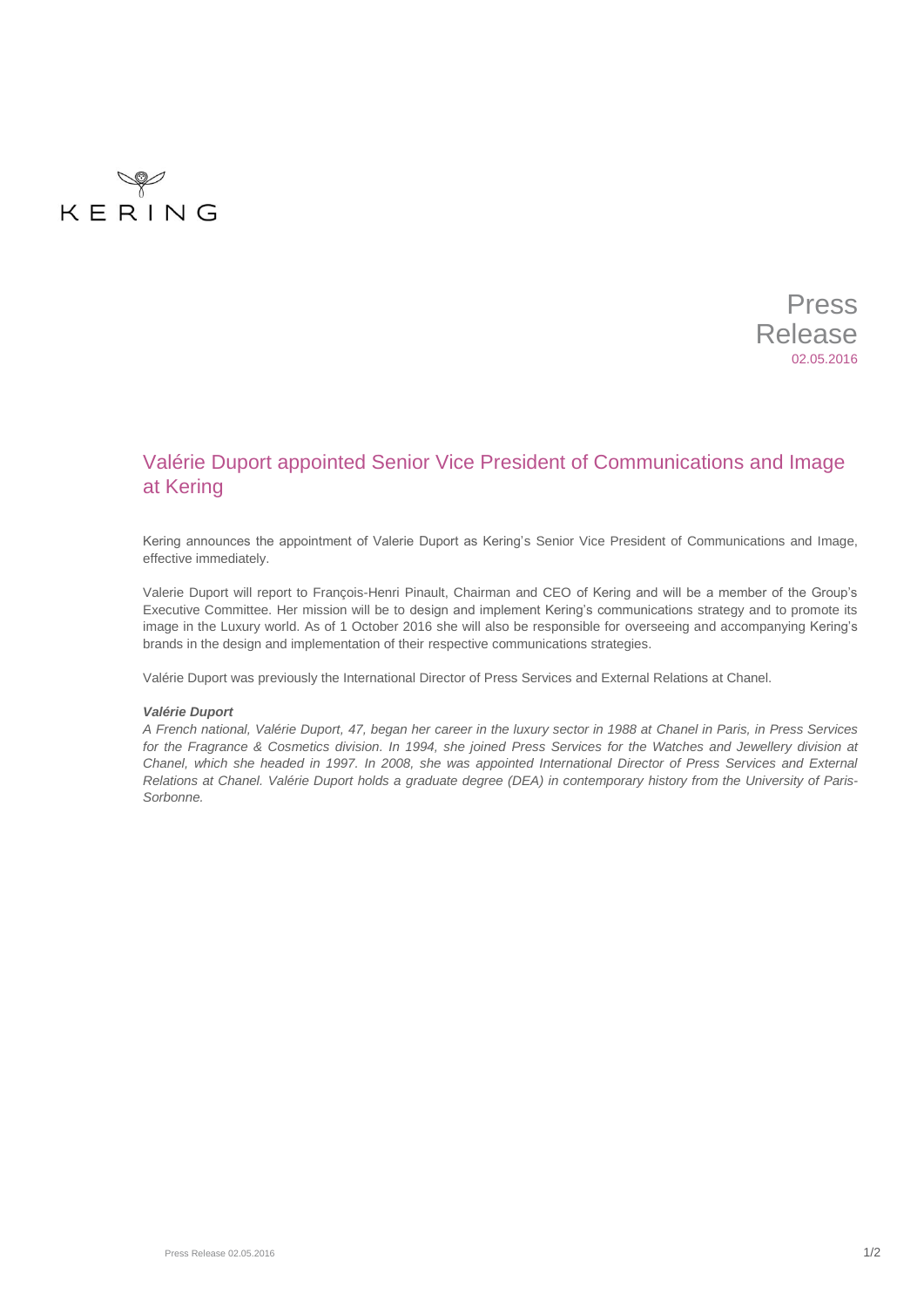KERING

Press Release
02.05.2016

# Valérie Duport appointed Senior Vice President of Communications and Image at Kering

Kering announces the appointment of Valerie Duport as Kering's Senior Vice President of Communications and Image, effective immediately.

Valerie Duport will report to François-Henri Pinault, Chairman and CEO of Kering and will be a member of the Group's Executive Committee. Her mission will be to design and implement Kering's communications strategy and to promote its image in the Luxury world. As of 1 October 2016 she will also be responsible for overseeing and accompanying Kering's brands in the design and implementation of their respective communications strategies.

Valérie Duport was previously the International Director of Press Services and External Relations at Chanel.

***Valérie Duport***

*A French national, Valérie Duport, 47, began her career in the luxury sector in 1988 at Chanel in Paris, in Press Services for the Fragrance & Cosmetics division. In 1994, she joined Press Services for the Watches and Jewellery division at Chanel, which she headed in 1997. In 2008, she was appointed International Director of Press Services and External Relations at Chanel. Valérie Duport holds a graduate degree (DEA) in contemporary history from the University of Paris-Sorbonne.*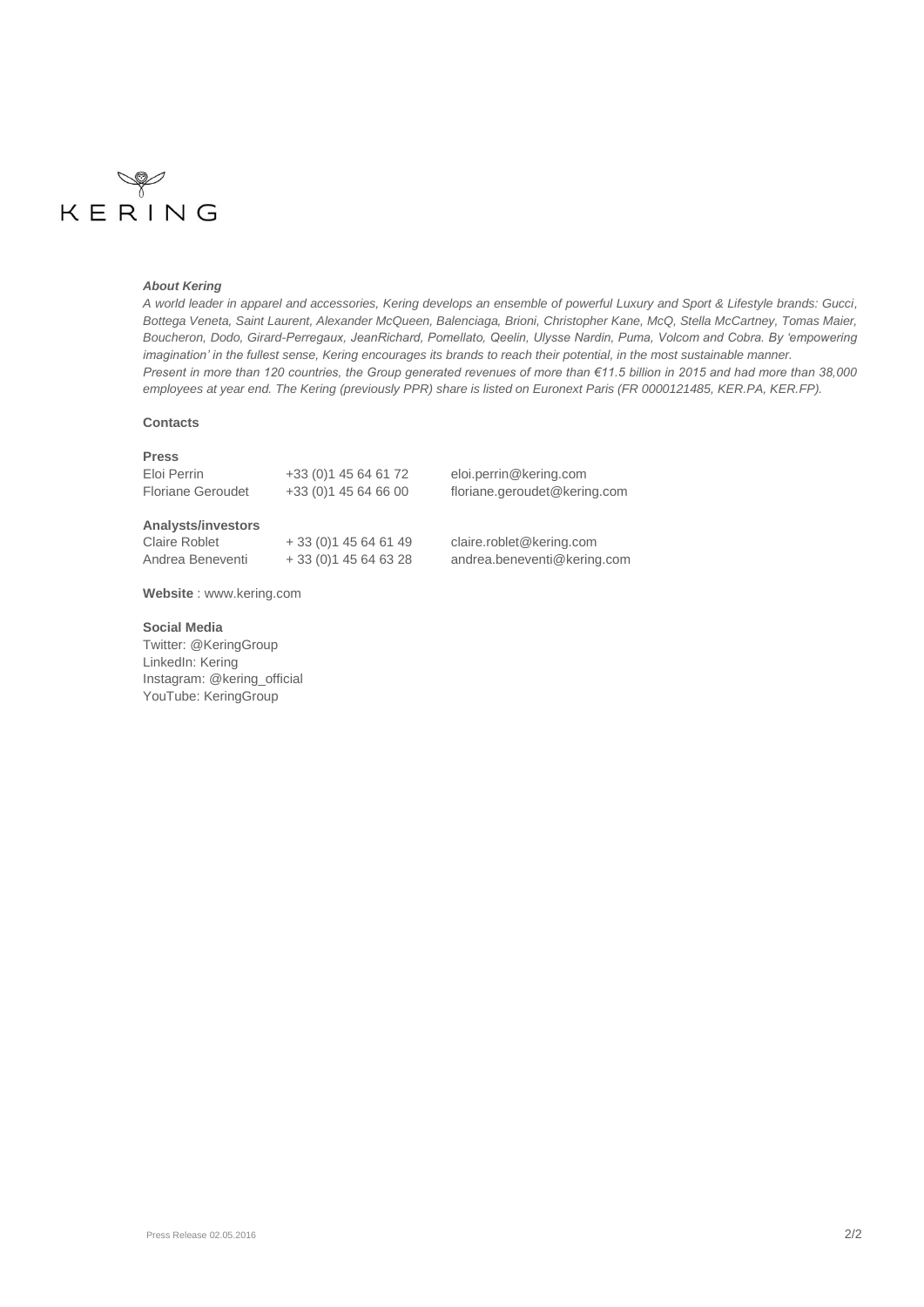***About Kering***

*A world leader in apparel and accessories, Kering develops an ensemble of powerful Luxury and Sport & Lifestyle brands: Gucci, Bottega Veneta, Saint Laurent, Alexander McQueen, Balenciaga, Brioni, Christopher Kane, McQ, Stella McCartney, Tomas Maier, Boucheron, Dodo, Girard-Perregaux, JeanRichard, Pomellato, Qeelin, Ulysse Nardin, Puma, Volcom and Cobra. By 'empowering imagination' in the fullest sense, Kering encourages its brands to reach their potential, in the most sustainable manner.*

*Present in more than 120 countries, the Group generated revenues of more than €11.5 billion in 2015 and had more than 38,000 employees at year end. The Kering (previously PPR) share is listed on Euronext Paris (FR 0000121485, KER.PA, KER.FP).*

**Contacts**

**Press**

| | | |
|---|---|---|
| Eloi Perrin | +33 (0)1 45 64 61 72 | eloi.perrin@kering.com |
| Floriane Geroudet | +33 (0)1 45 64 66 00 | floriane.geroudet@kering.com |

**Analysts/investors**

| | | |
|---|---|---|
| Claire Roblet | + 33 (0)1 45 64 61 49 | claire.roblet@kering.com |
| Andrea Beneventi | + 33 (0)1 45 64 63 28 | andrea.beneventi@kering.com |

**Website** : www.kering.com

**Social Media**

Twitter: @KeringGroup
LinkedIn: Kering
Instagram: @kering_official
YouTube: KeringGroup

Press Release 02.05.2016